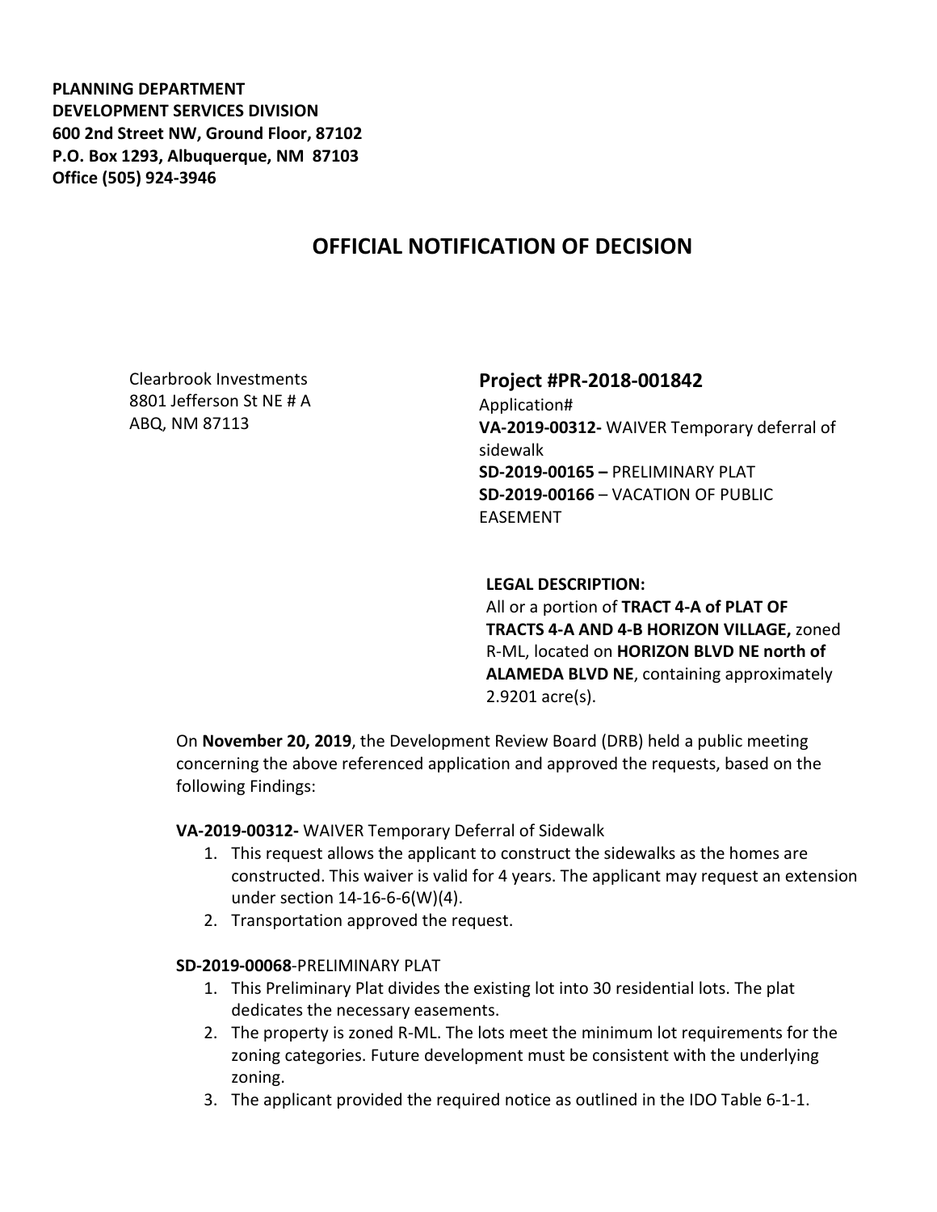**PLANNING DEPARTMENT**
**DEVELOPMENT SERVICES DIVISION**
**600 2nd Street NW, Ground Floor, 87102**
**P.O. Box 1293, Albuquerque, NM 87103**
**Office (505) 924-3946**

# OFFICIAL NOTIFICATION OF DECISION

Clearbrook Investments
8801 Jefferson St NE # A
ABQ, NM 87113

## Project #PR-2018-001842

Application#
**VA-2019-00312-** WAIVER Temporary deferral of sidewalk
**SD-2019-00165 –** PRELIMINARY PLAT
**SD-2019-00166** – VACATION OF PUBLIC EASEMENT

**LEGAL DESCRIPTION:**
All or a portion of **TRACT 4-A of PLAT OF TRACTS 4-A AND 4-B HORIZON VILLAGE,** zoned R-ML, located on **HORIZON BLVD NE north of ALAMEDA BLVD NE**, containing approximately 2.9201 acre(s).

On **November 20, 2019**, the Development Review Board (DRB) held a public meeting concerning the above referenced application and approved the requests, based on the following Findings:

**VA-2019-00312-** WAIVER Temporary Deferral of Sidewalk

1. This request allows the applicant to construct the sidewalks as the homes are constructed. This waiver is valid for 4 years. The applicant may request an extension under section 14-16-6-6(W)(4).
2. Transportation approved the request.

**SD-2019-00068**-PRELIMINARY PLAT

1. This Preliminary Plat divides the existing lot into 30 residential lots. The plat dedicates the necessary easements.
2. The property is zoned R-ML. The lots meet the minimum lot requirements for the zoning categories. Future development must be consistent with the underlying zoning.
3. The applicant provided the required notice as outlined in the IDO Table 6-1-1.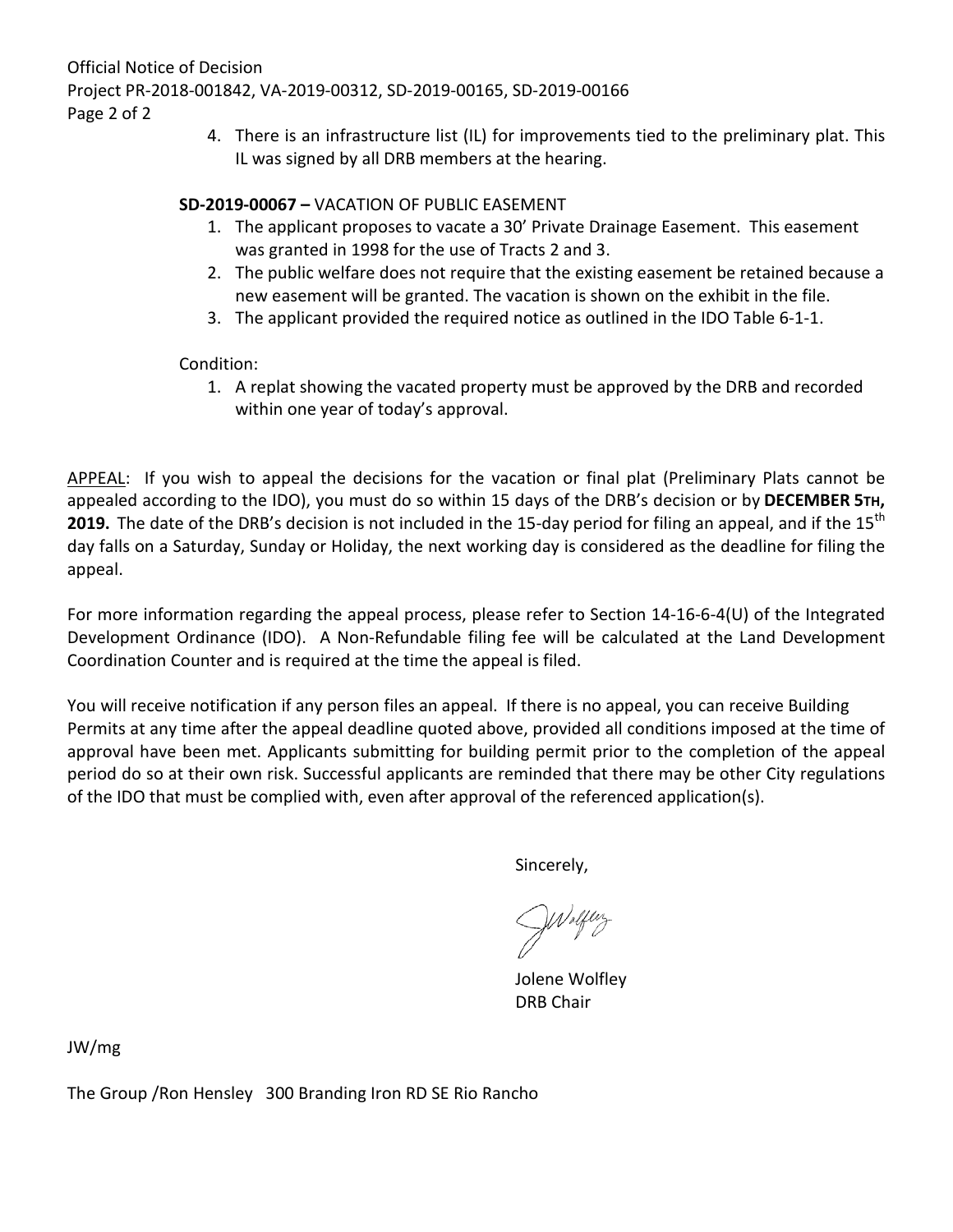4. There is an infrastructure list (IL) for improvements tied to the preliminary plat. This IL was signed by all DRB members at the hearing.

**SD-2019-00067 –** VACATION OF PUBLIC EASEMENT

1. The applicant proposes to vacate a 30' Private Drainage Easement. This easement was granted in 1998 for the use of Tracts 2 and 3.
2. The public welfare does not require that the existing easement be retained because a new easement will be granted. The vacation is shown on the exhibit in the file.
3. The applicant provided the required notice as outlined in the IDO Table 6-1-1.

Condition:

1. A replat showing the vacated property must be approved by the DRB and recorded within one year of today's approval.

APPEAL: If you wish to appeal the decisions for the vacation or final plat (Preliminary Plats cannot be appealed according to the IDO), you must do so within 15 days of the DRB's decision or by **DECEMBER 5TH, 2019.** The date of the DRB's decision is not included in the 15-day period for filing an appeal, and if the 15th day falls on a Saturday, Sunday or Holiday, the next working day is considered as the deadline for filing the appeal.

For more information regarding the appeal process, please refer to Section 14-16-6-4(U) of the Integrated Development Ordinance (IDO). A Non-Refundable filing fee will be calculated at the Land Development Coordination Counter and is required at the time the appeal is filed.

You will receive notification if any person files an appeal. If there is no appeal, you can receive Building Permits at any time after the appeal deadline quoted above, provided all conditions imposed at the time of approval have been met. Applicants submitting for building permit prior to the completion of the appeal period do so at their own risk. Successful applicants are reminded that there may be other City regulations of the IDO that must be complied with, even after approval of the referenced application(s).

Sincerely,

Jolene Wolfley
DRB Chair

JW/mg

The Group /Ron Hensley 300 Branding Iron RD SE Rio Rancho